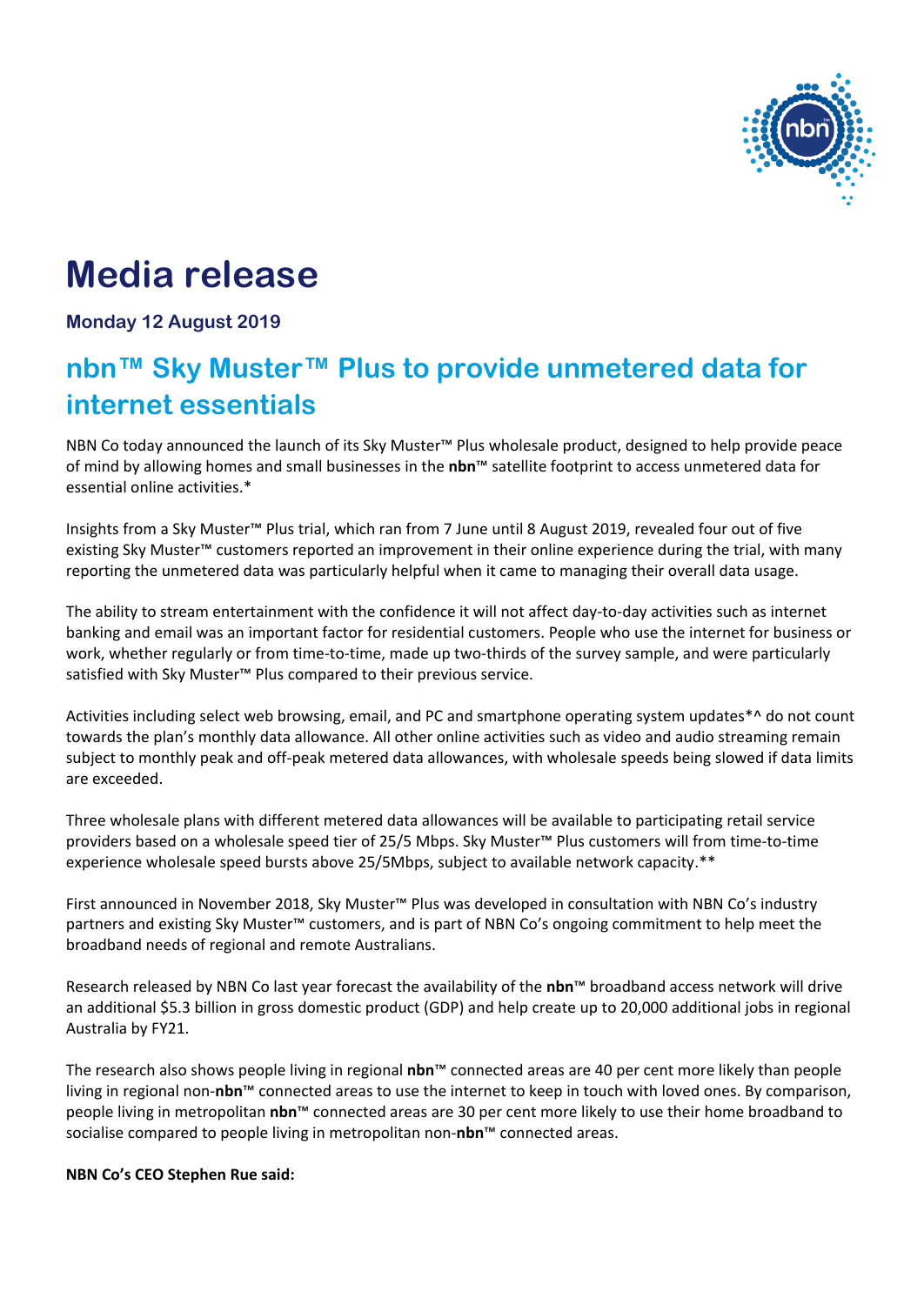# Media release

**Monday 12 August 2019**

## nbn™ Sky Muster™ Plus to provide unmetered data for internet essentials

NBN Co today announced the launch of its Sky Muster™ Plus wholesale product, designed to help provide peace of mind by allowing homes and small businesses in the **nbn**™ satellite footprint to access unmetered data for essential online activities.*

Insights from a Sky Muster™ Plus trial, which ran from 7 June until 8 August 2019, revealed four out of five existing Sky Muster™ customers reported an improvement in their online experience during the trial, with many reporting the unmetered data was particularly helpful when it came to managing their overall data usage.

The ability to stream entertainment with the confidence it will not affect day-to-day activities such as internet banking and email was an important factor for residential customers. People who use the internet for business or work, whether regularly or from time-to-time, made up two-thirds of the survey sample, and were particularly satisfied with Sky Muster™ Plus compared to their previous service.

Activities including select web browsing, email, and PC and smartphone operating system updates*^ do not count towards the plan's monthly data allowance. All other online activities such as video and audio streaming remain subject to monthly peak and off-peak metered data allowances, with wholesale speeds being slowed if data limits are exceeded.

Three wholesale plans with different metered data allowances will be available to participating retail service providers based on a wholesale speed tier of 25/5 Mbps. Sky Muster™ Plus customers will from time-to-time experience wholesale speed bursts above 25/5Mbps, subject to available network capacity.**

First announced in November 2018, Sky Muster™ Plus was developed in consultation with NBN Co's industry partners and existing Sky Muster™ customers, and is part of NBN Co's ongoing commitment to help meet the broadband needs of regional and remote Australians.

Research released by NBN Co last year forecast the availability of the **nbn**™ broadband access network will drive an additional $5.3 billion in gross domestic product (GDP) and help create up to 20,000 additional jobs in regional Australia by FY21.

The research also shows people living in regional **nbn**™ connected areas are 40 per cent more likely than people living in regional non-**nbn**™ connected areas to use the internet to keep in touch with loved ones. By comparison, people living in metropolitan **nbn**™ connected areas are 30 per cent more likely to use their home broadband to socialise compared to people living in metropolitan non-**nbn**™ connected areas.

**NBN Co's CEO Stephen Rue said:**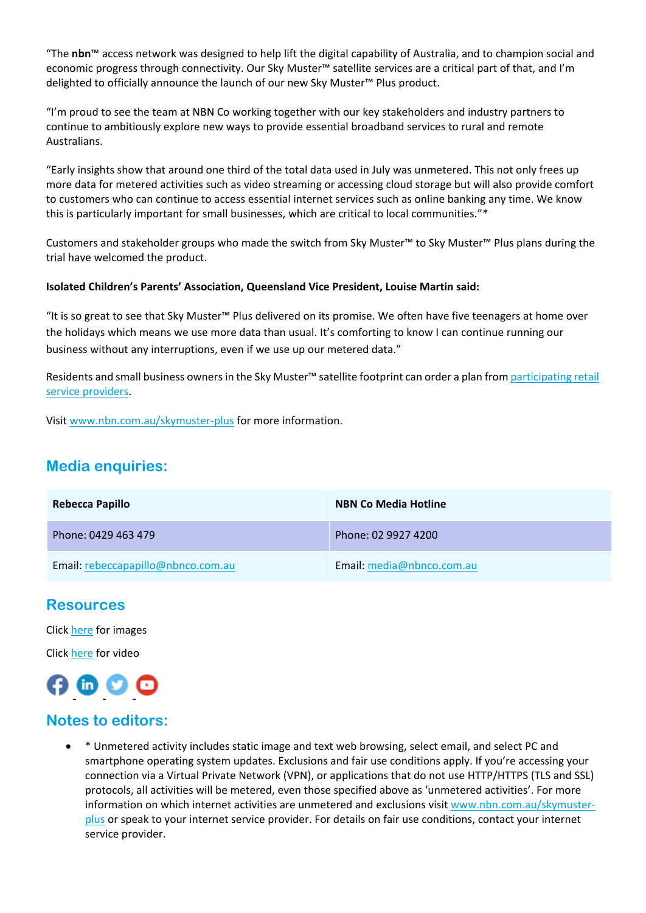"The **nbn**™ access network was designed to help lift the digital capability of Australia, and to champion social and economic progress through connectivity. Our Sky Muster™ satellite services are a critical part of that, and I'm delighted to officially announce the launch of our new Sky Muster™ Plus product.

"I'm proud to see the team at NBN Co working together with our key stakeholders and industry partners to continue to ambitiously explore new ways to provide essential broadband services to rural and remote Australians.

"Early insights show that around one third of the total data used in July was unmetered. This not only frees up more data for metered activities such as video streaming or accessing cloud storage but will also provide comfort to customers who can continue to access essential internet services such as online banking any time. We know this is particularly important for small businesses, which are critical to local communities."*

Customers and stakeholder groups who made the switch from Sky Muster™ to Sky Muster™ Plus plans during the trial have welcomed the product.

**Isolated Children's Parents' Association, Queensland Vice President, Louise Martin said:**

"It is so great to see that Sky Muster™ Plus delivered on its promise. We often have five teenagers at home over the holidays which means we use more data than usual. It's comforting to know I can continue running our business without any interruptions, even if we use up our metered data."

Residents and small business owners in the Sky Muster™ satellite footprint can order a plan from participating retail service providers.

Visit www.nbn.com.au/skymuster-plus for more information.

## Media enquiries:

| Rebecca Papillo | NBN Co Media Hotline |
|---|---|
| Phone: 0429 463 479 | Phone: 02 9927 4200 |
| Email: rebeccapapillo@nbnco.com.au | Email: media@nbnco.com.au |

## Resources

Click here for images

Click here for video

## Notes to editors:

- * Unmetered activity includes static image and text web browsing, select email, and select PC and smartphone operating system updates. Exclusions and fair use conditions apply. If you're accessing your connection via a Virtual Private Network (VPN), or applications that do not use HTTP/HTTPS (TLS and SSL) protocols, all activities will be metered, even those specified above as 'unmetered activities'. For more information on which internet activities are unmetered and exclusions visit www.nbn.com.au/skymuster-plus or speak to your internet service provider. For details on fair use conditions, contact your internet service provider.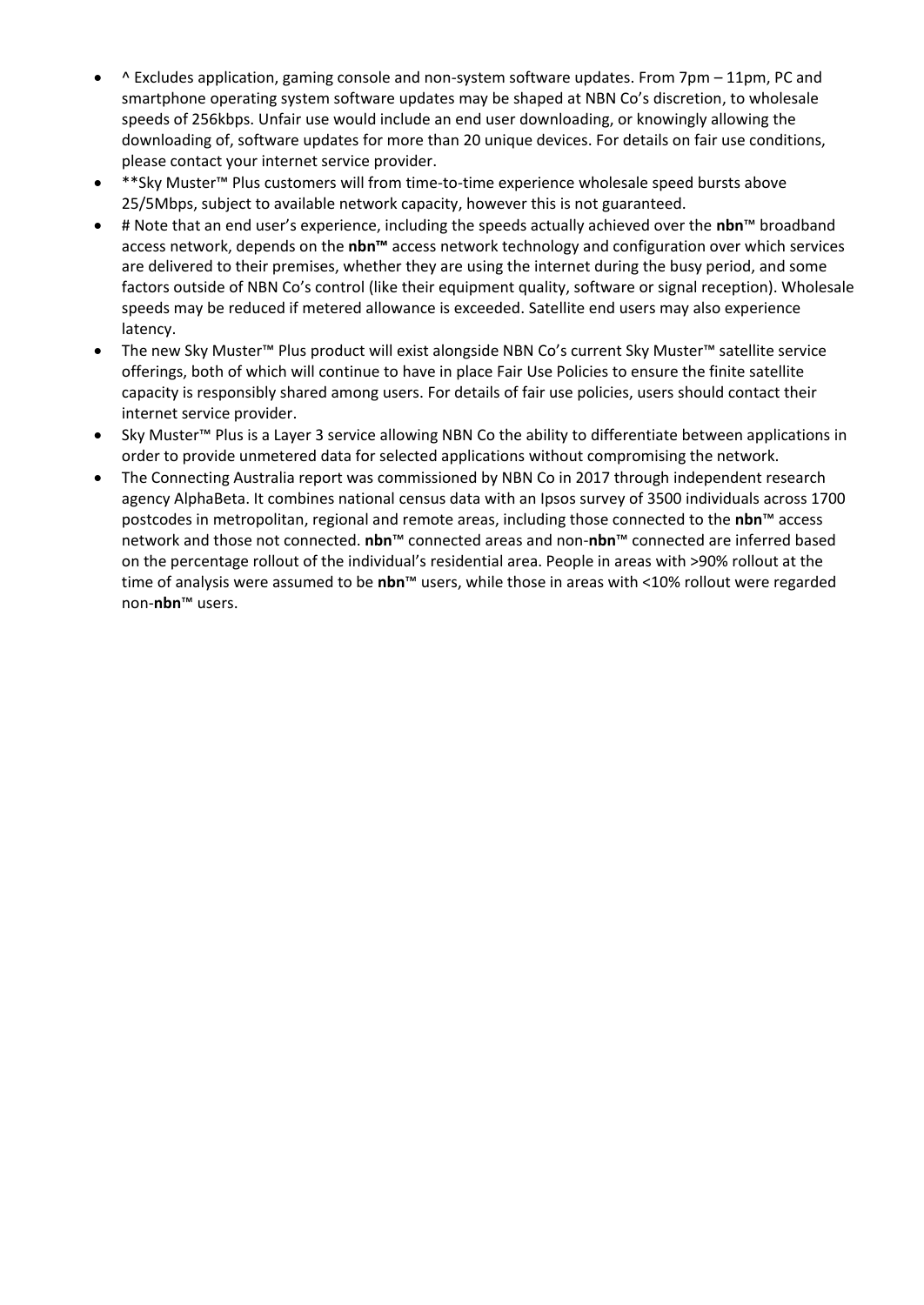- ^ Excludes application, gaming console and non-system software updates. From 7pm – 11pm, PC and smartphone operating system software updates may be shaped at NBN Co's discretion, to wholesale speeds of 256kbps. Unfair use would include an end user downloading, or knowingly allowing the downloading of, software updates for more than 20 unique devices. For details on fair use conditions, please contact your internet service provider.
- **Sky Muster™ Plus customers will from time-to-time experience wholesale speed bursts above 25/5Mbps, subject to available network capacity, however this is not guaranteed.
- # Note that an end user's experience, including the speeds actually achieved over the **nbn**™ broadband access network, depends on the **nbn™** access network technology and configuration over which services are delivered to their premises, whether they are using the internet during the busy period, and some factors outside of NBN Co's control (like their equipment quality, software or signal reception). Wholesale speeds may be reduced if metered allowance is exceeded. Satellite end users may also experience latency.
- The new Sky Muster™ Plus product will exist alongside NBN Co's current Sky Muster™ satellite service offerings, both of which will continue to have in place Fair Use Policies to ensure the finite satellite capacity is responsibly shared among users. For details of fair use policies, users should contact their internet service provider.
- Sky Muster™ Plus is a Layer 3 service allowing NBN Co the ability to differentiate between applications in order to provide unmetered data for selected applications without compromising the network.
- The Connecting Australia report was commissioned by NBN Co in 2017 through independent research agency AlphaBeta. It combines national census data with an Ipsos survey of 3500 individuals across 1700 postcodes in metropolitan, regional and remote areas, including those connected to the **nbn**™ access network and those not connected. **nbn**™ connected areas and non-**nbn**™ connected are inferred based on the percentage rollout of the individual's residential area. People in areas with >90% rollout at the time of analysis were assumed to be **nbn**™ users, while those in areas with <10% rollout were regarded non-**nbn**™ users.